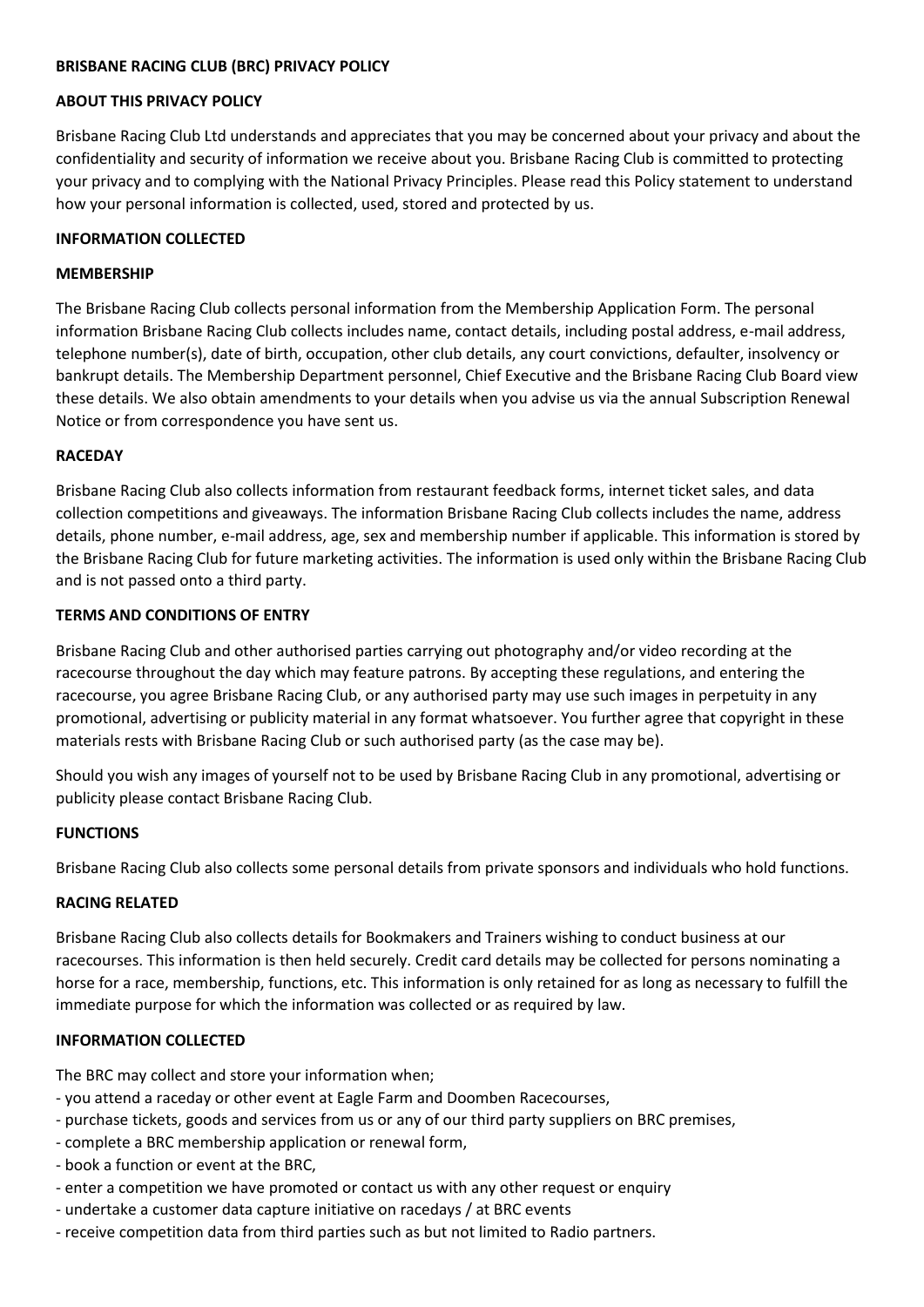**BRISBANE RACING CLUB (BRC) PRIVACY POLICY**

**ABOUT THIS PRIVACY POLICY**

Brisbane Racing Club Ltd understands and appreciates that you may be concerned about your privacy and about the confidentiality and security of information we receive about you. Brisbane Racing Club is committed to protecting your privacy and to complying with the National Privacy Principles. Please read this Policy statement to understand how your personal information is collected, used, stored and protected by us.

**INFORMATION COLLECTED**

**MEMBERSHIP**

The Brisbane Racing Club collects personal information from the Membership Application Form. The personal information Brisbane Racing Club collects includes name, contact details, including postal address, e-mail address, telephone number(s), date of birth, occupation, other club details, any court convictions, defaulter, insolvency or bankrupt details. The Membership Department personnel, Chief Executive and the Brisbane Racing Club Board view these details. We also obtain amendments to your details when you advise us via the annual Subscription Renewal Notice or from correspondence you have sent us.

**RACEDAY**

Brisbane Racing Club also collects information from restaurant feedback forms, internet ticket sales, and data collection competitions and giveaways. The information Brisbane Racing Club collects includes the name, address details, phone number, e-mail address, age, sex and membership number if applicable. This information is stored by the Brisbane Racing Club for future marketing activities. The information is used only within the Brisbane Racing Club and is not passed onto a third party.

**TERMS AND CONDITIONS OF ENTRY**

Brisbane Racing Club and other authorised parties carrying out photography and/or video recording at the racecourse throughout the day which may feature patrons. By accepting these regulations, and entering the racecourse, you agree Brisbane Racing Club, or any authorised party may use such images in perpetuity in any promotional, advertising or publicity material in any format whatsoever. You further agree that copyright in these materials rests with Brisbane Racing Club or such authorised party (as the case may be).

Should you wish any images of yourself not to be used by Brisbane Racing Club in any promotional, advertising or publicity please contact Brisbane Racing Club.

**FUNCTIONS**

Brisbane Racing Club also collects some personal details from private sponsors and individuals who hold functions.

**RACING RELATED**

Brisbane Racing Club also collects details for Bookmakers and Trainers wishing to conduct business at our racecourses. This information is then held securely. Credit card details may be collected for persons nominating a horse for a race, membership, functions, etc. This information is only retained for as long as necessary to fulfill the immediate purpose for which the information was collected or as required by law.

**INFORMATION COLLECTED**

The BRC may collect and store your information when;

- you attend a raceday or other event at Eagle Farm and Doomben Racecourses,
- purchase tickets, goods and services from us or any of our third party suppliers on BRC premises,
- complete a BRC membership application or renewal form,
- book a function or event at the BRC,
- enter a competition we have promoted or contact us with any other request or enquiry
- undertake a customer data capture initiative on racedays / at BRC events
- receive competition data from third parties such as but not limited to Radio partners.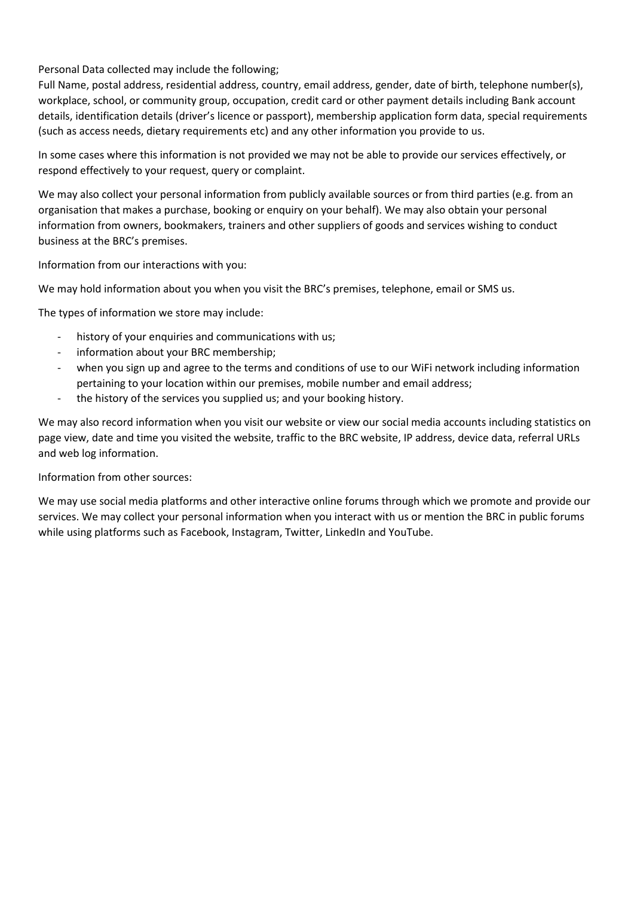Personal Data collected may include the following;
Full Name, postal address, residential address, country, email address, gender, date of birth, telephone number(s), workplace, school, or community group, occupation, credit card or other payment details including Bank account details, identification details (driver's licence or passport), membership application form data, special requirements (such as access needs, dietary requirements etc) and any other information you provide to us.

In some cases where this information is not provided we may not be able to provide our services effectively, or respond effectively to your request, query or complaint.

We may also collect your personal information from publicly available sources or from third parties (e.g. from an organisation that makes a purchase, booking or enquiry on your behalf). We may also obtain your personal information from owners, bookmakers, trainers and other suppliers of goods and services wishing to conduct business at the BRC's premises.

Information from our interactions with you:

We may hold information about you when you visit the BRC's premises, telephone, email or SMS us.

The types of information we store may include:

- history of your enquiries and communications with us;
- information about your BRC membership;
- when you sign up and agree to the terms and conditions of use to our WiFi network including information pertaining to your location within our premises, mobile number and email address;
- the history of the services you supplied us; and your booking history.

We may also record information when you visit our website or view our social media accounts including statistics on page view, date and time you visited the website, traffic to the BRC website, IP address, device data, referral URLs and web log information.

Information from other sources:

We may use social media platforms and other interactive online forums through which we promote and provide our services. We may collect your personal information when you interact with us or mention the BRC in public forums while using platforms such as Facebook, Instagram, Twitter, LinkedIn and YouTube.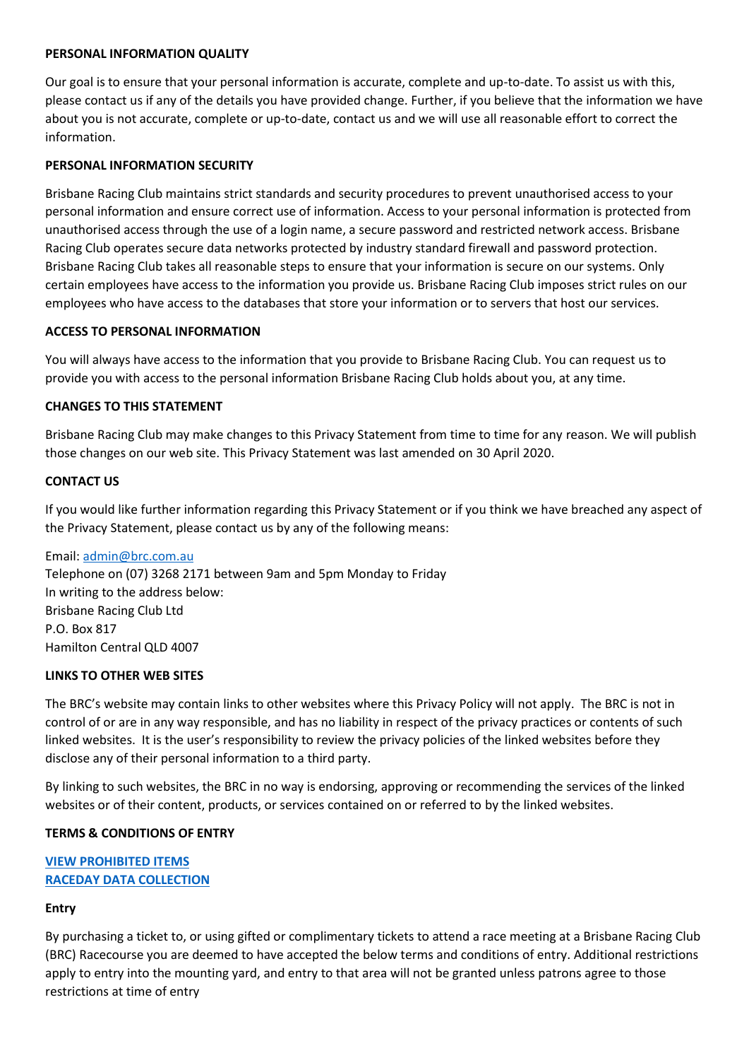**PERSONAL INFORMATION QUALITY**

Our goal is to ensure that your personal information is accurate, complete and up-to-date. To assist us with this, please contact us if any of the details you have provided change. Further, if you believe that the information we have about you is not accurate, complete or up-to-date, contact us and we will use all reasonable effort to correct the information.

**PERSONAL INFORMATION SECURITY**

Brisbane Racing Club maintains strict standards and security procedures to prevent unauthorised access to your personal information and ensure correct use of information. Access to your personal information is protected from unauthorised access through the use of a login name, a secure password and restricted network access. Brisbane Racing Club operates secure data networks protected by industry standard firewall and password protection. Brisbane Racing Club takes all reasonable steps to ensure that your information is secure on our systems. Only certain employees have access to the information you provide us. Brisbane Racing Club imposes strict rules on our employees who have access to the databases that store your information or to servers that host our services.

**ACCESS TO PERSONAL INFORMATION**

You will always have access to the information that you provide to Brisbane Racing Club. You can request us to provide you with access to the personal information Brisbane Racing Club holds about you, at any time.

**CHANGES TO THIS STATEMENT**

Brisbane Racing Club may make changes to this Privacy Statement from time to time for any reason. We will publish those changes on our web site. This Privacy Statement was last amended on 30 April 2020.

**CONTACT US**

If you would like further information regarding this Privacy Statement or if you think we have breached any aspect of the Privacy Statement, please contact us by any of the following means:

Email: admin@brc.com.au
Telephone on (07) 3268 2171 between 9am and 5pm Monday to Friday
In writing to the address below:
Brisbane Racing Club Ltd
P.O. Box 817
Hamilton Central QLD 4007

**LINKS TO OTHER WEB SITES**

The BRC's website may contain links to other websites where this Privacy Policy will not apply. The BRC is not in control of or are in any way responsible, and has no liability in respect of the privacy practices or contents of such linked websites. It is the user's responsibility to review the privacy policies of the linked websites before they disclose any of their personal information to a third party.

By linking to such websites, the BRC in no way is endorsing, approving or recommending the services of the linked websites or of their content, products, or services contained on or referred to by the linked websites.

**TERMS & CONDITIONS OF ENTRY**

**VIEW PROHIBITED ITEMS**
**RACEDAY DATA COLLECTION**

**Entry**

By purchasing a ticket to, or using gifted or complimentary tickets to attend a race meeting at a Brisbane Racing Club (BRC) Racecourse you are deemed to have accepted the below terms and conditions of entry. Additional restrictions apply to entry into the mounting yard, and entry to that area will not be granted unless patrons agree to those restrictions at time of entry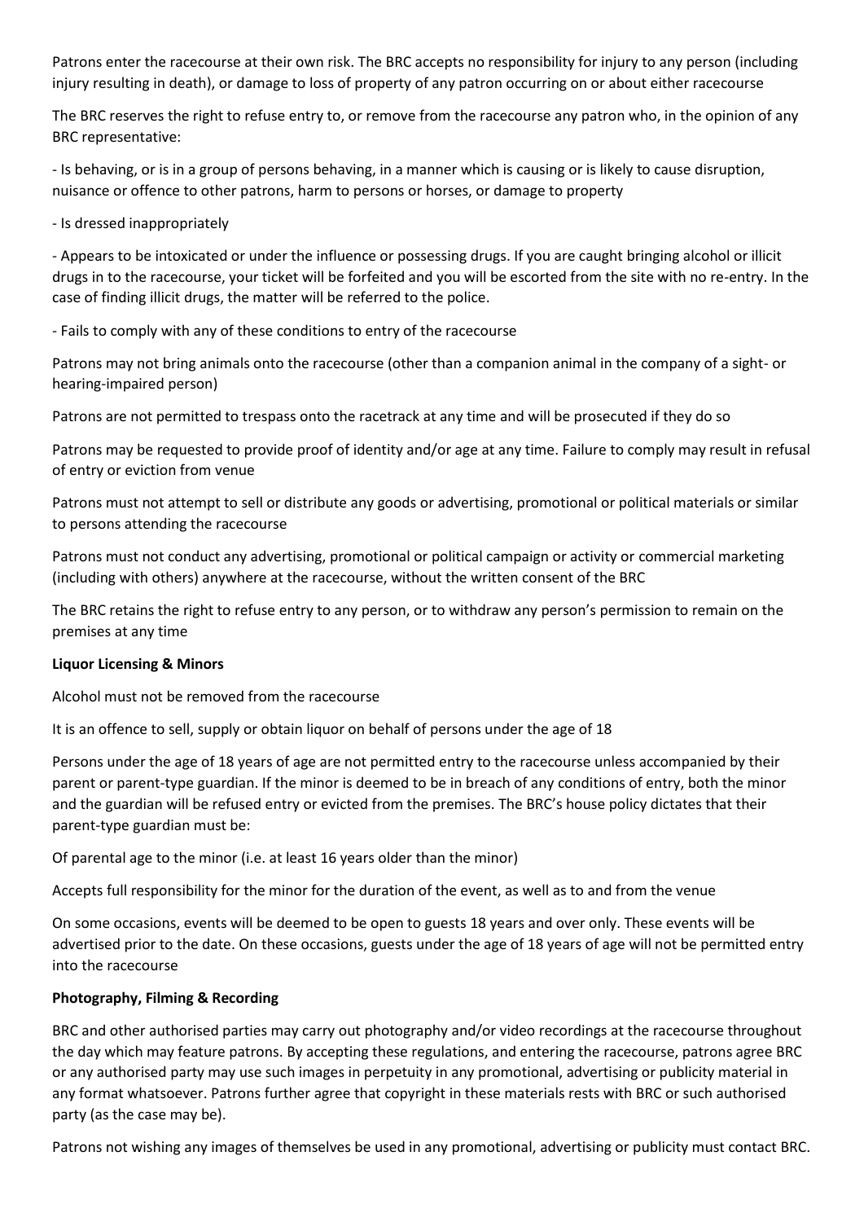Patrons enter the racecourse at their own risk. The BRC accepts no responsibility for injury to any person (including injury resulting in death), or damage to loss of property of any patron occurring on or about either racecourse

The BRC reserves the right to refuse entry to, or remove from the racecourse any patron who, in the opinion of any BRC representative:

- Is behaving, or is in a group of persons behaving, in a manner which is causing or is likely to cause disruption, nuisance or offence to other patrons, harm to persons or horses, or damage to property

- Is dressed inappropriately

- Appears to be intoxicated or under the influence or possessing drugs. If you are caught bringing alcohol or illicit drugs in to the racecourse, your ticket will be forfeited and you will be escorted from the site with no re-entry. In the case of finding illicit drugs, the matter will be referred to the police.

- Fails to comply with any of these conditions to entry of the racecourse

Patrons may not bring animals onto the racecourse (other than a companion animal in the company of a sight- or hearing-impaired person)

Patrons are not permitted to trespass onto the racetrack at any time and will be prosecuted if they do so

Patrons may be requested to provide proof of identity and/or age at any time. Failure to comply may result in refusal of entry or eviction from venue

Patrons must not attempt to sell or distribute any goods or advertising, promotional or political materials or similar to persons attending the racecourse

Patrons must not conduct any advertising, promotional or political campaign or activity or commercial marketing (including with others) anywhere at the racecourse, without the written consent of the BRC

The BRC retains the right to refuse entry to any person, or to withdraw any person's permission to remain on the premises at any time

**Liquor Licensing & Minors**

Alcohol must not be removed from the racecourse

It is an offence to sell, supply or obtain liquor on behalf of persons under the age of 18

Persons under the age of 18 years of age are not permitted entry to the racecourse unless accompanied by their parent or parent-type guardian. If the minor is deemed to be in breach of any conditions of entry, both the minor and the guardian will be refused entry or evicted from the premises. The BRC's house policy dictates that their parent-type guardian must be:

Of parental age to the minor (i.e. at least 16 years older than the minor)

Accepts full responsibility for the minor for the duration of the event, as well as to and from the venue

On some occasions, events will be deemed to be open to guests 18 years and over only. These events will be advertised prior to the date. On these occasions, guests under the age of 18 years of age will not be permitted entry into the racecourse

**Photography, Filming & Recording**

BRC and other authorised parties may carry out photography and/or video recordings at the racecourse throughout the day which may feature patrons. By accepting these regulations, and entering the racecourse, patrons agree BRC or any authorised party may use such images in perpetuity in any promotional, advertising or publicity material in any format whatsoever. Patrons further agree that copyright in these materials rests with BRC or such authorised party (as the case may be).

Patrons not wishing any images of themselves be used in any promotional, advertising or publicity must contact BRC.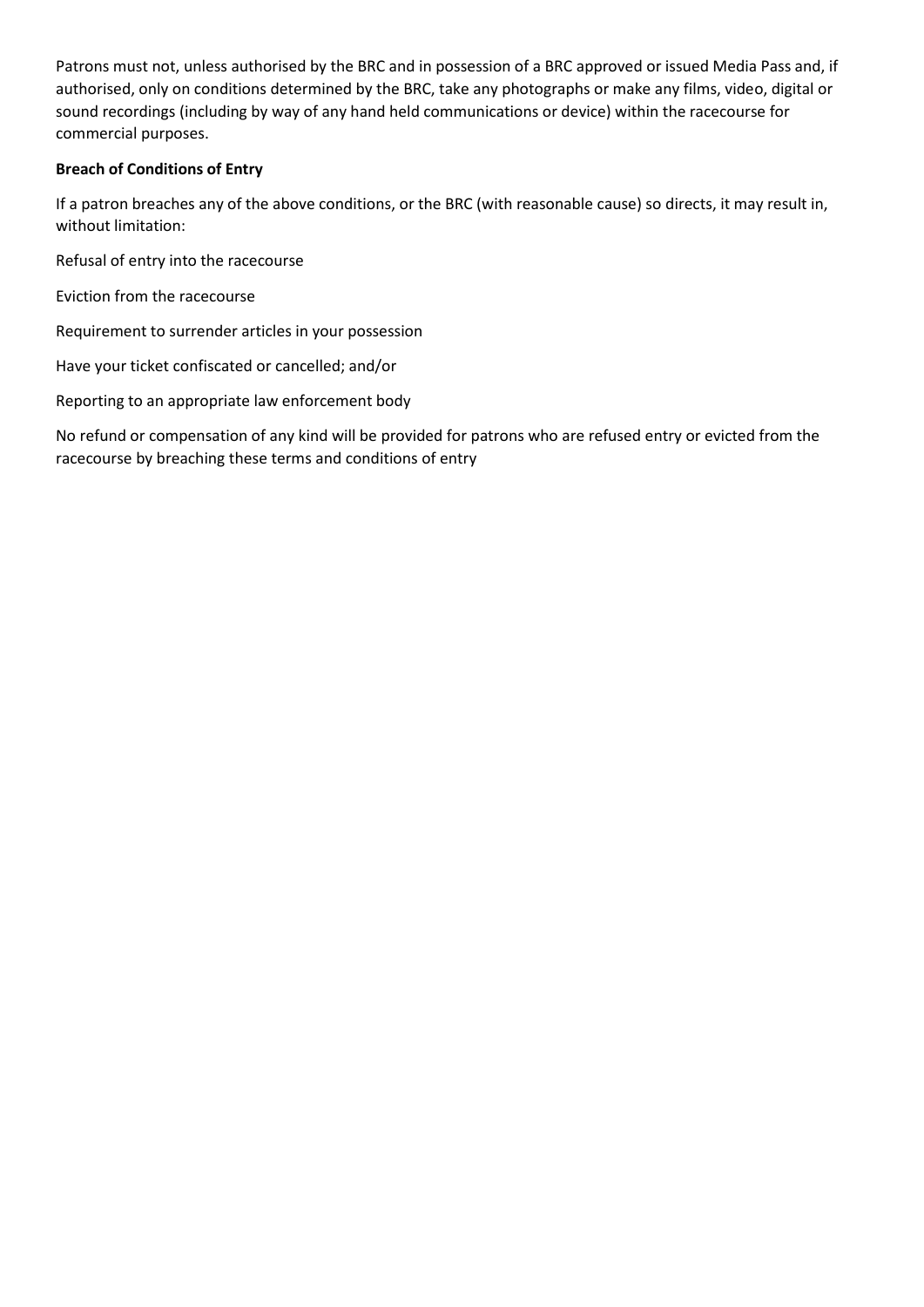Patrons must not, unless authorised by the BRC and in possession of a BRC approved or issued Media Pass and, if authorised, only on conditions determined by the BRC, take any photographs or make any films, video, digital or sound recordings (including by way of any hand held communications or device) within the racecourse for commercial purposes.

**Breach of Conditions of Entry**

If a patron breaches any of the above conditions, or the BRC (with reasonable cause) so directs, it may result in, without limitation:

Refusal of entry into the racecourse

Eviction from the racecourse

Requirement to surrender articles in your possession

Have your ticket confiscated or cancelled; and/or

Reporting to an appropriate law enforcement body

No refund or compensation of any kind will be provided for patrons who are refused entry or evicted from the racecourse by breaching these terms and conditions of entry